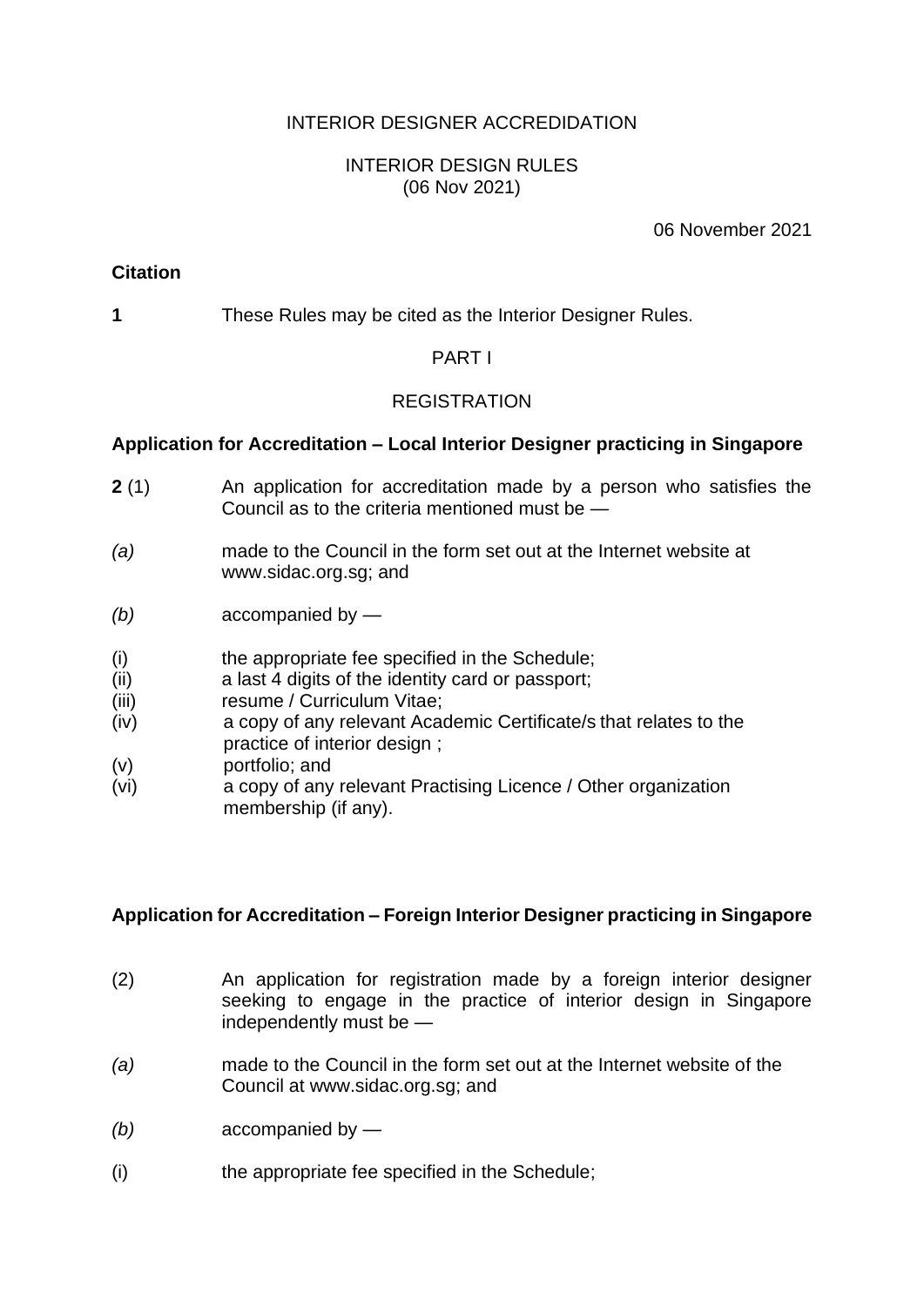INTERIOR DESIGNER ACCREDIDATION

INTERIOR DESIGN RULES
(06 Nov 2021)

06 November 2021

**Citation**

**1** These Rules may be cited as the Interior Designer Rules.

PART I

REGISTRATION

**Application for Accreditation – Local Interior Designer practicing in Singapore**

**2** (1) An application for accreditation made by a person who satisfies the Council as to the criteria mentioned must be —

*(a)* made to the Council in the form set out at the Internet website at www.sidac.org.sg; and

*(b)* accompanied by —

(i) the appropriate fee specified in the Schedule;
(ii) a last 4 digits of the identity card or passport;
(iii) resume / Curriculum Vitae;
(iv) a copy of any relevant Academic Certificate/s that relates to the practice of interior design ;
(v) portfolio; and
(vi) a copy of any relevant Practising Licence / Other organization membership (if any).

**Application for Accreditation – Foreign Interior Designer practicing in Singapore**

(2) An application for registration made by a foreign interior designer seeking to engage in the practice of interior design in Singapore independently must be —

*(a)* made to the Council in the form set out at the Internet website of the Council at www.sidac.org.sg; and

*(b)* accompanied by —

(i) the appropriate fee specified in the Schedule;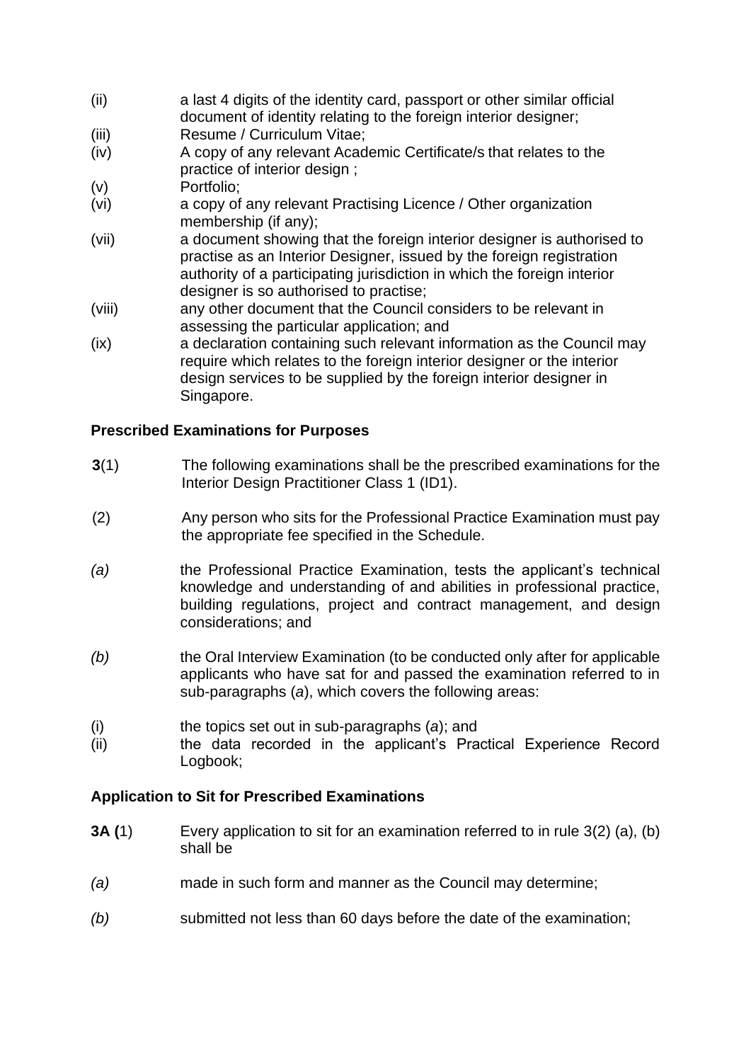(ii) a last 4 digits of the identity card, passport or other similar official document of identity relating to the foreign interior designer;

(iii) Resume / Curriculum Vitae;

(iv) A copy of any relevant Academic Certificate/s that relates to the practice of interior design ;

(v) Portfolio;

(vi) a copy of any relevant Practising Licence / Other organization membership (if any);

(vii) a document showing that the foreign interior designer is authorised to practise as an Interior Designer, issued by the foreign registration authority of a participating jurisdiction in which the foreign interior designer is so authorised to practise;

(viii) any other document that the Council considers to be relevant in assessing the particular application; and

(ix) a declaration containing such relevant information as the Council may require which relates to the foreign interior designer or the interior design services to be supplied by the foreign interior designer in Singapore.

**Prescribed Examinations for Purposes**

**3**(1) The following examinations shall be the prescribed examinations for the Interior Design Practitioner Class 1 (ID1).

(2) Any person who sits for the Professional Practice Examination must pay the appropriate fee specified in the Schedule.

*(a)* the Professional Practice Examination, tests the applicant's technical knowledge and understanding of and abilities in professional practice, building regulations, project and contract management, and design considerations; and

*(b)* the Oral Interview Examination (to be conducted only after for applicable applicants who have sat for and passed the examination referred to in sub-paragraphs (*a*), which covers the following areas:

(i) the topics set out in sub-paragraphs (*a*); and

(ii) the data recorded in the applicant's Practical Experience Record Logbook;

**Application to Sit for Prescribed Examinations**

**3A (**1) Every application to sit for an examination referred to in rule 3(2) (a), (b) shall be

*(a)* made in such form and manner as the Council may determine;

*(b)* submitted not less than 60 days before the date of the examination;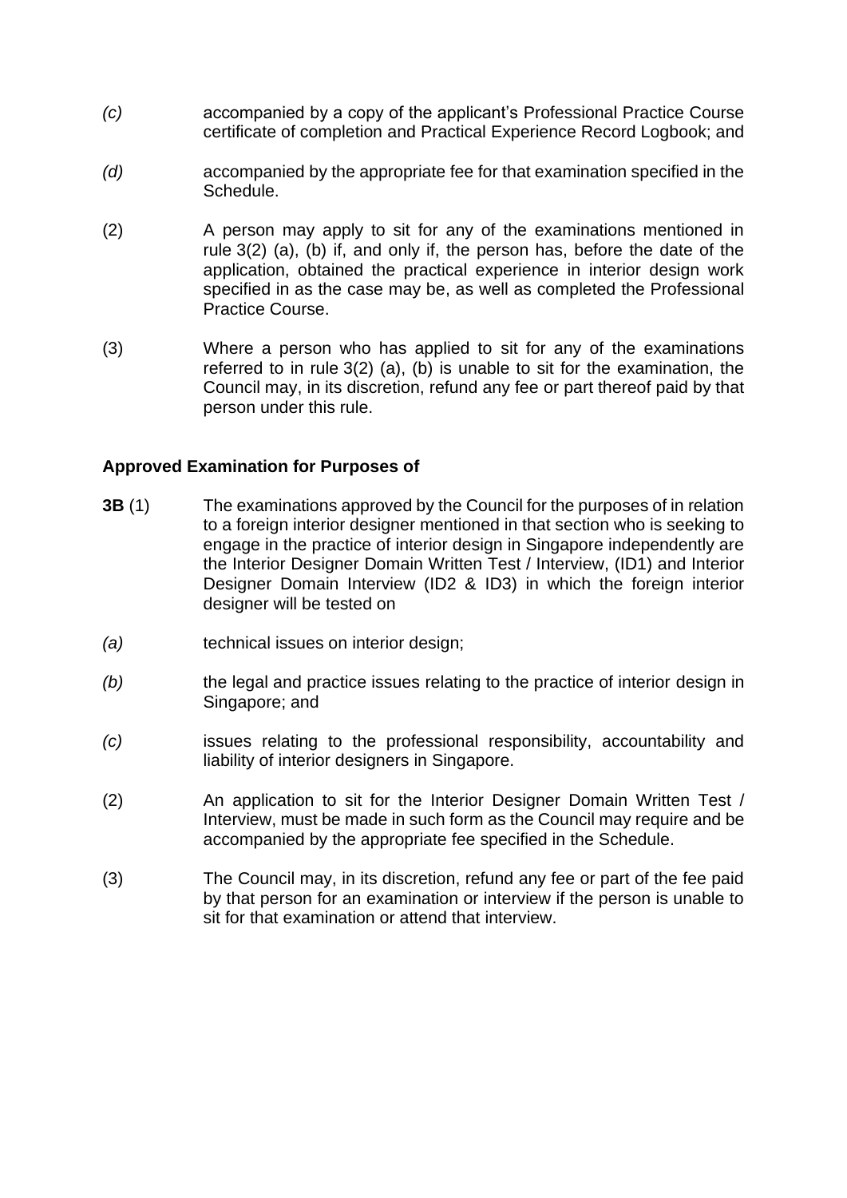*(c)* accompanied by a copy of the applicant's Professional Practice Course certificate of completion and Practical Experience Record Logbook; and

*(d)* accompanied by the appropriate fee for that examination specified in the Schedule.

(2) A person may apply to sit for any of the examinations mentioned in rule 3(2) (a), (b) if, and only if, the person has, before the date of the application, obtained the practical experience in interior design work specified in as the case may be, as well as completed the Professional Practice Course.

(3) Where a person who has applied to sit for any of the examinations referred to in rule 3(2) (a), (b) is unable to sit for the examination, the Council may, in its discretion, refund any fee or part thereof paid by that person under this rule.

**Approved Examination for Purposes of**

**3B** (1) The examinations approved by the Council for the purposes of in relation to a foreign interior designer mentioned in that section who is seeking to engage in the practice of interior design in Singapore independently are the Interior Designer Domain Written Test / Interview, (ID1) and Interior Designer Domain Interview (ID2 & ID3) in which the foreign interior designer will be tested on

*(a)* technical issues on interior design;

*(b)* the legal and practice issues relating to the practice of interior design in Singapore; and

*(c)* issues relating to the professional responsibility, accountability and liability of interior designers in Singapore.

(2) An application to sit for the Interior Designer Domain Written Test / Interview, must be made in such form as the Council may require and be accompanied by the appropriate fee specified in the Schedule.

(3) The Council may, in its discretion, refund any fee or part of the fee paid by that person for an examination or interview if the person is unable to sit for that examination or attend that interview.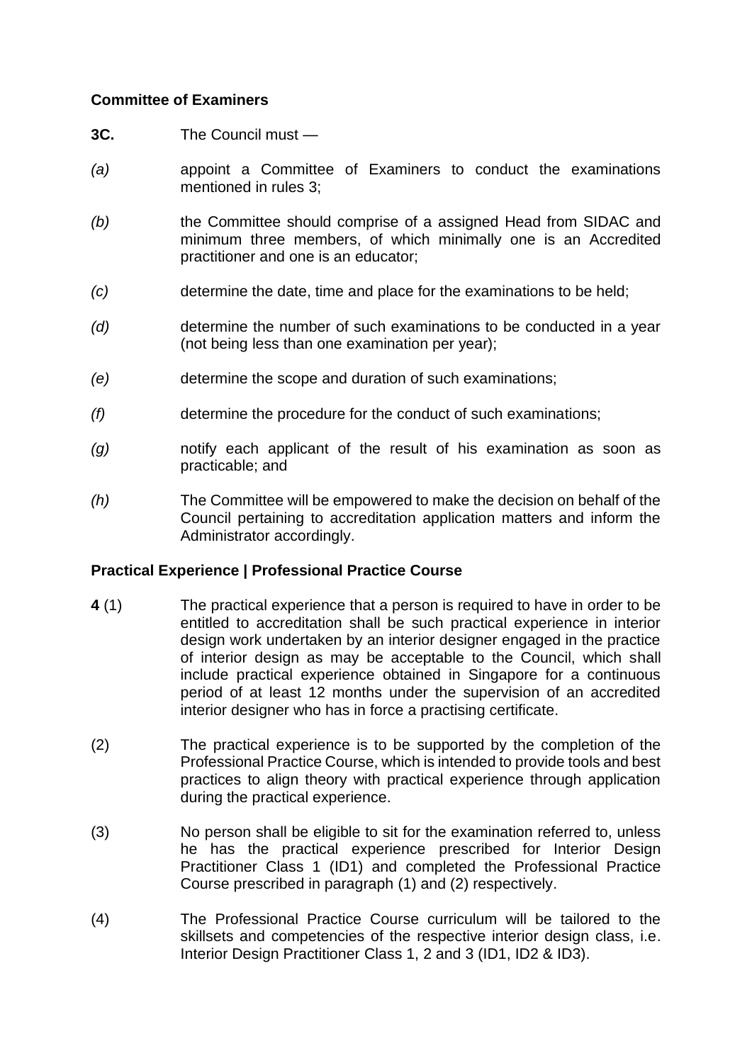**Committee of Examiners**

**3C.** The Council must —

*(a)* appoint a Committee of Examiners to conduct the examinations mentioned in rules 3;

*(b)* the Committee should comprise of a assigned Head from SIDAC and minimum three members, of which minimally one is an Accredited practitioner and one is an educator;

*(c)* determine the date, time and place for the examinations to be held;

*(d)* determine the number of such examinations to be conducted in a year (not being less than one examination per year);

*(e)* determine the scope and duration of such examinations;

*(f)* determine the procedure for the conduct of such examinations;

*(g)* notify each applicant of the result of his examination as soon as practicable; and

*(h)* The Committee will be empowered to make the decision on behalf of the Council pertaining to accreditation application matters and inform the Administrator accordingly.

**Practical Experience | Professional Practice Course**

**4** (1) The practical experience that a person is required to have in order to be entitled to accreditation shall be such practical experience in interior design work undertaken by an interior designer engaged in the practice of interior design as may be acceptable to the Council, which shall include practical experience obtained in Singapore for a continuous period of at least 12 months under the supervision of an accredited interior designer who has in force a practising certificate.

(2) The practical experience is to be supported by the completion of the Professional Practice Course, which is intended to provide tools and best practices to align theory with practical experience through application during the practical experience.

(3) No person shall be eligible to sit for the examination referred to, unless he has the practical experience prescribed for Interior Design Practitioner Class 1 (ID1) and completed the Professional Practice Course prescribed in paragraph (1) and (2) respectively.

(4) The Professional Practice Course curriculum will be tailored to the skillsets and competencies of the respective interior design class, i.e. Interior Design Practitioner Class 1, 2 and 3 (ID1, ID2 & ID3).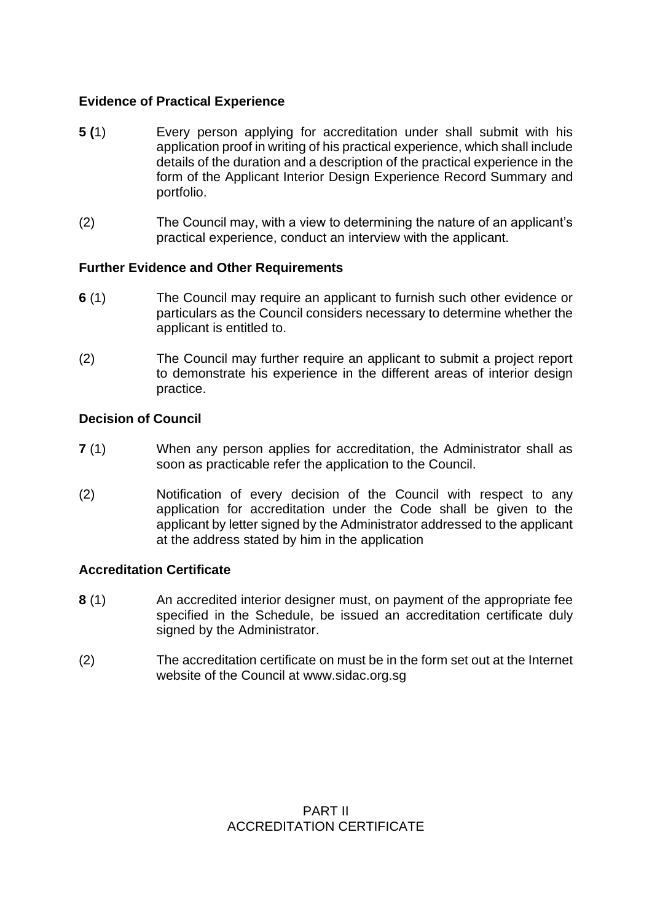**Evidence of Practical Experience**

**5 (**1) Every person applying for accreditation under shall submit with his application proof in writing of his practical experience, which shall include details of the duration and a description of the practical experience in the form of the Applicant Interior Design Experience Record Summary and portfolio.

(2) The Council may, with a view to determining the nature of an applicant's practical experience, conduct an interview with the applicant.

**Further Evidence and Other Requirements**

**6** (1) The Council may require an applicant to furnish such other evidence or particulars as the Council considers necessary to determine whether the applicant is entitled to.

(2) The Council may further require an applicant to submit a project report to demonstrate his experience in the different areas of interior design practice.

**Decision of Council**

**7** (1) When any person applies for accreditation, the Administrator shall as soon as practicable refer the application to the Council.

(2) Notification of every decision of the Council with respect to any application for accreditation under the Code shall be given to the applicant by letter signed by the Administrator addressed to the applicant at the address stated by him in the application

**Accreditation Certificate**

**8** (1) An accredited interior designer must, on payment of the appropriate fee specified in the Schedule, be issued an accreditation certificate duly signed by the Administrator.

(2) The accreditation certificate on must be in the form set out at the Internet website of the Council at www.sidac.org.sg

## PART II
## ACCREDITATION CERTIFICATE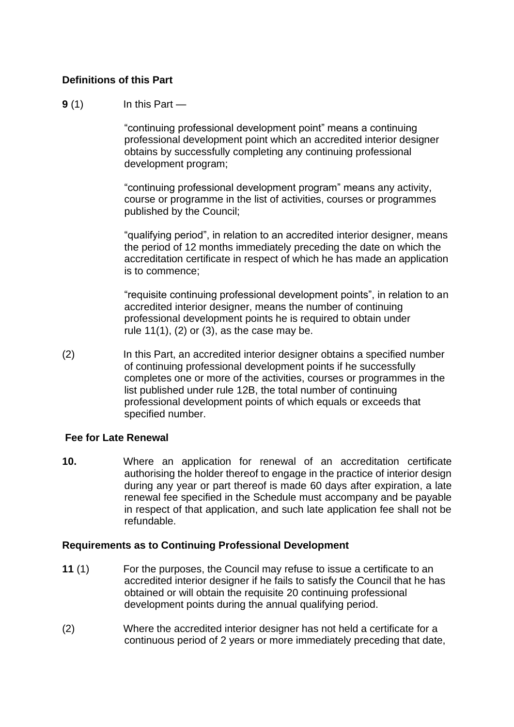**Definitions of this Part**

**9** (1) In this Part —

"continuing professional development point" means a continuing professional development point which an accredited interior designer obtains by successfully completing any continuing professional development program;

"continuing professional development program" means any activity, course or programme in the list of activities, courses or programmes published by the Council;

"qualifying period", in relation to an accredited interior designer, means the period of 12 months immediately preceding the date on which the accreditation certificate in respect of which he has made an application is to commence;

"requisite continuing professional development points", in relation to an accredited interior designer, means the number of continuing professional development points he is required to obtain under rule 11(1), (2) or (3), as the case may be.

(2) In this Part, an accredited interior designer obtains a specified number of continuing professional development points if he successfully completes one or more of the activities, courses or programmes in the list published under rule 12B, the total number of continuing professional development points of which equals or exceeds that specified number.

**Fee for Late Renewal**

**10.** Where an application for renewal of an accreditation certificate authorising the holder thereof to engage in the practice of interior design during any year or part thereof is made 60 days after expiration, a late renewal fee specified in the Schedule must accompany and be payable in respect of that application, and such late application fee shall not be refundable.

**Requirements as to Continuing Professional Development**

**11** (1) For the purposes, the Council may refuse to issue a certificate to an accredited interior designer if he fails to satisfy the Council that he has obtained or will obtain the requisite 20 continuing professional development points during the annual qualifying period.

(2) Where the accredited interior designer has not held a certificate for a continuous period of 2 years or more immediately preceding that date,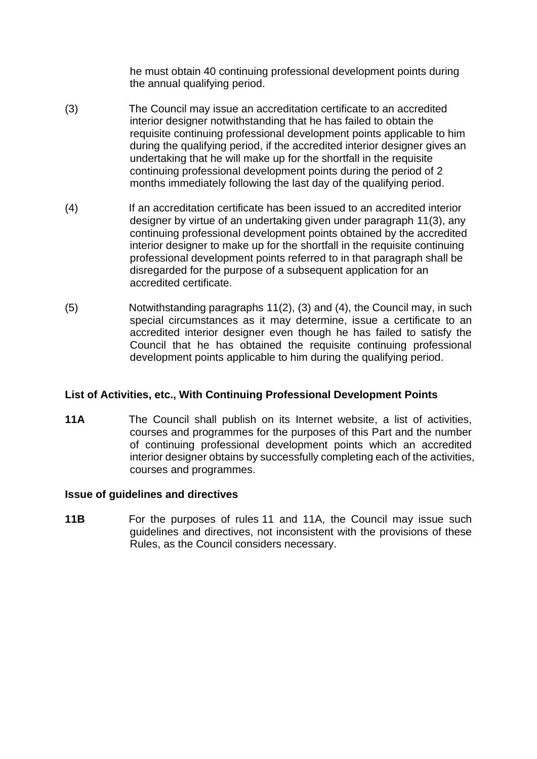he must obtain 40 continuing professional development points during the annual qualifying period.

(3) The Council may issue an accreditation certificate to an accredited interior designer notwithstanding that he has failed to obtain the requisite continuing professional development points applicable to him during the qualifying period, if the accredited interior designer gives an undertaking that he will make up for the shortfall in the requisite continuing professional development points during the period of 2 months immediately following the last day of the qualifying period.

(4) If an accreditation certificate has been issued to an accredited interior designer by virtue of an undertaking given under paragraph 11(3), any continuing professional development points obtained by the accredited interior designer to make up for the shortfall in the requisite continuing professional development points referred to in that paragraph shall be disregarded for the purpose of a subsequent application for an accredited certificate.

(5) Notwithstanding paragraphs 11(2), (3) and (4), the Council may, in such special circumstances as it may determine, issue a certificate to an accredited interior designer even though he has failed to satisfy the Council that he has obtained the requisite continuing professional development points applicable to him during the qualifying period.

**List of Activities, etc., With Continuing Professional Development Points**

**11A** The Council shall publish on its Internet website, a list of activities, courses and programmes for the purposes of this Part and the number of continuing professional development points which an accredited interior designer obtains by successfully completing each of the activities, courses and programmes.

**Issue of guidelines and directives**

**11B** For the purposes of rules 11 and 11A, the Council may issue such guidelines and directives, not inconsistent with the provisions of these Rules, as the Council considers necessary.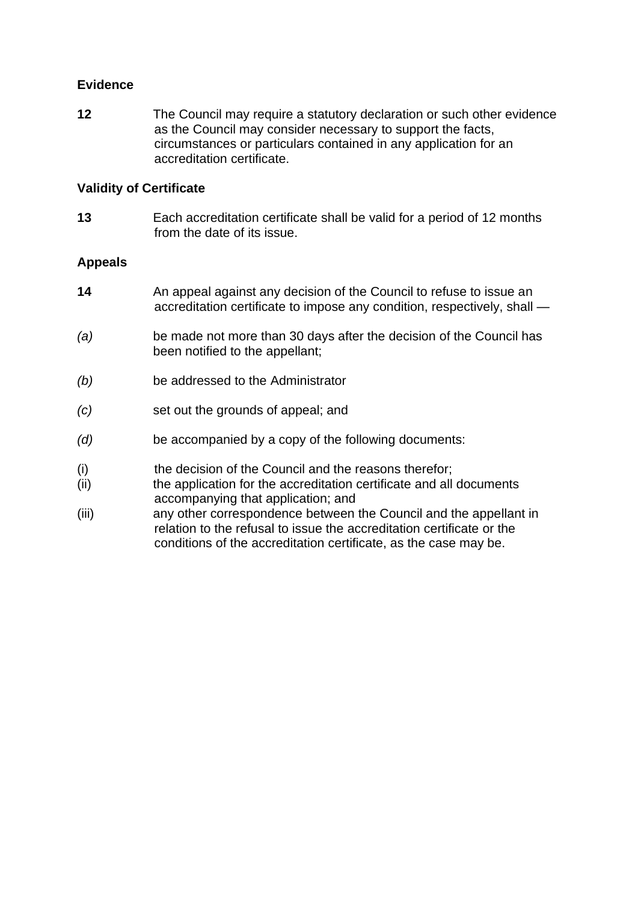**Evidence**

**12** The Council may require a statutory declaration or such other evidence as the Council may consider necessary to support the facts, circumstances or particulars contained in any application for an accreditation certificate.

**Validity of Certificate**

**13** Each accreditation certificate shall be valid for a period of 12 months from the date of its issue.

**Appeals**

**14** An appeal against any decision of the Council to refuse to issue an accreditation certificate to impose any condition, respectively, shall —

*(a)* be made not more than 30 days after the decision of the Council has been notified to the appellant;

*(b)* be addressed to the Administrator

*(c)* set out the grounds of appeal; and

*(d)* be accompanied by a copy of the following documents:

(i) the decision of the Council and the reasons therefor;
(ii) the application for the accreditation certificate and all documents accompanying that application; and
(iii) any other correspondence between the Council and the appellant in relation to the refusal to issue the accreditation certificate or the conditions of the accreditation certificate, as the case may be.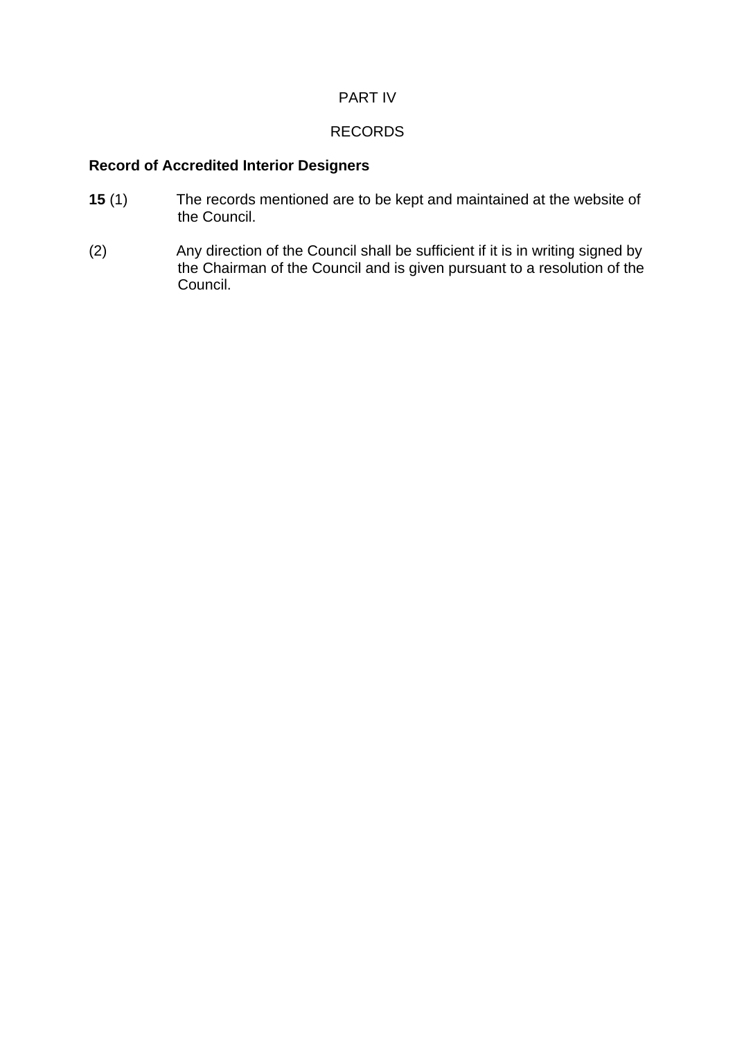PART IV

RECORDS

**Record of Accredited Interior Designers**

**15** (1) The records mentioned are to be kept and maintained at the website of the Council.

(2) Any direction of the Council shall be sufficient if it is in writing signed by the Chairman of the Council and is given pursuant to a resolution of the Council.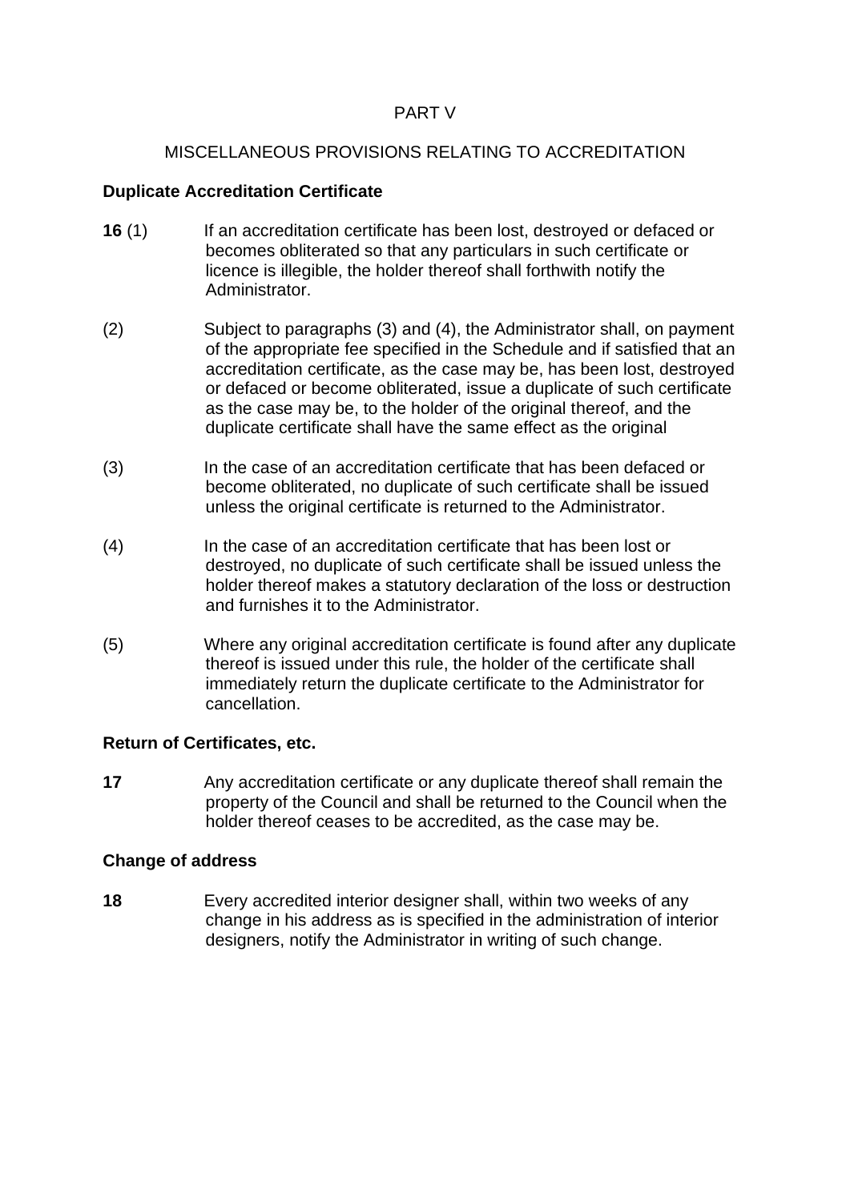PART V

MISCELLANEOUS PROVISIONS RELATING TO ACCREDITATION

**Duplicate Accreditation Certificate**

**16** (1) If an accreditation certificate has been lost, destroyed or defaced or becomes obliterated so that any particulars in such certificate or licence is illegible, the holder thereof shall forthwith notify the Administrator.

(2) Subject to paragraphs (3) and (4), the Administrator shall, on payment of the appropriate fee specified in the Schedule and if satisfied that an accreditation certificate, as the case may be, has been lost, destroyed or defaced or become obliterated, issue a duplicate of such certificate as the case may be, to the holder of the original thereof, and the duplicate certificate shall have the same effect as the original

(3) In the case of an accreditation certificate that has been defaced or become obliterated, no duplicate of such certificate shall be issued unless the original certificate is returned to the Administrator.

(4) In the case of an accreditation certificate that has been lost or destroyed, no duplicate of such certificate shall be issued unless the holder thereof makes a statutory declaration of the loss or destruction and furnishes it to the Administrator.

(5) Where any original accreditation certificate is found after any duplicate thereof is issued under this rule, the holder of the certificate shall immediately return the duplicate certificate to the Administrator for cancellation.

**Return of Certificates, etc.**

**17** Any accreditation certificate or any duplicate thereof shall remain the property of the Council and shall be returned to the Council when the holder thereof ceases to be accredited, as the case may be.

**Change of address**

**18** Every accredited interior designer shall, within two weeks of any change in his address as is specified in the administration of interior designers, notify the Administrator in writing of such change.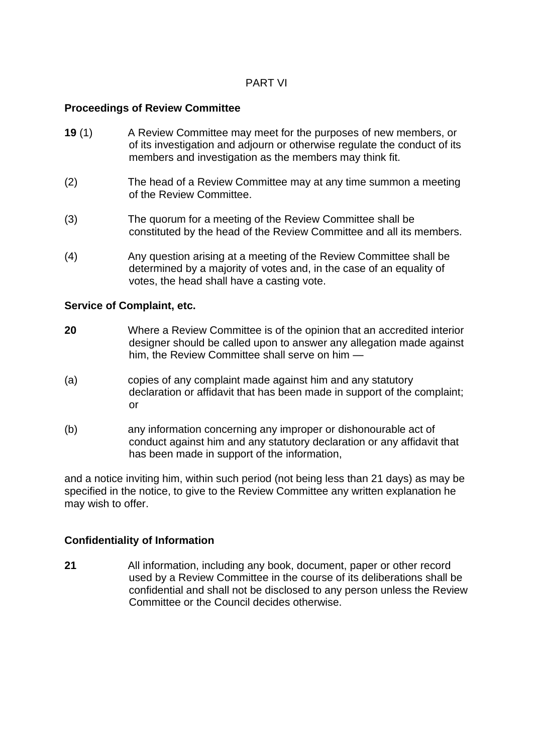PART VI

**Proceedings of Review Committee**

**19** (1) A Review Committee may meet for the purposes of new members, or of its investigation and adjourn or otherwise regulate the conduct of its members and investigation as the members may think fit.

(2) The head of a Review Committee may at any time summon a meeting of the Review Committee.

(3) The quorum for a meeting of the Review Committee shall be constituted by the head of the Review Committee and all its members.

(4) Any question arising at a meeting of the Review Committee shall be determined by a majority of votes and, in the case of an equality of votes, the head shall have a casting vote.

**Service of Complaint, etc.**

**20** Where a Review Committee is of the opinion that an accredited interior designer should be called upon to answer any allegation made against him, the Review Committee shall serve on him —

(a) copies of any complaint made against him and any statutory declaration or affidavit that has been made in support of the complaint; or

(b) any information concerning any improper or dishonourable act of conduct against him and any statutory declaration or any affidavit that has been made in support of the information,

and a notice inviting him, within such period (not being less than 21 days) as may be specified in the notice, to give to the Review Committee any written explanation he may wish to offer.

**Confidentiality of Information**

**21** All information, including any book, document, paper or other record used by a Review Committee in the course of its deliberations shall be confidential and shall not be disclosed to any person unless the Review Committee or the Council decides otherwise.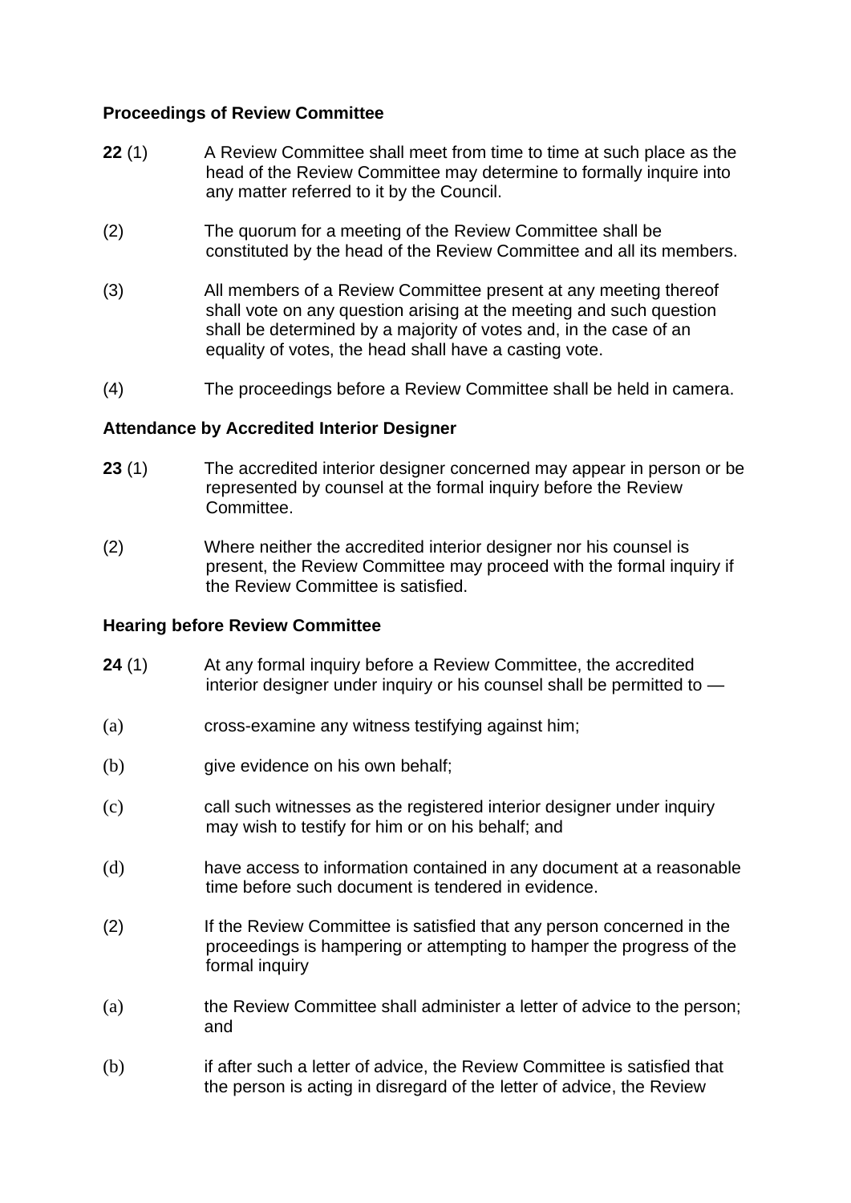**Proceedings of Review Committee**

**22** (1) A Review Committee shall meet from time to time at such place as the head of the Review Committee may determine to formally inquire into any matter referred to it by the Council.

(2) The quorum for a meeting of the Review Committee shall be constituted by the head of the Review Committee and all its members.

(3) All members of a Review Committee present at any meeting thereof shall vote on any question arising at the meeting and such question shall be determined by a majority of votes and, in the case of an equality of votes, the head shall have a casting vote.

(4) The proceedings before a Review Committee shall be held in camera.

**Attendance by Accredited Interior Designer**

**23** (1) The accredited interior designer concerned may appear in person or be represented by counsel at the formal inquiry before the Review Committee.

(2) Where neither the accredited interior designer nor his counsel is present, the Review Committee may proceed with the formal inquiry if the Review Committee is satisfied.

**Hearing before Review Committee**

**24** (1) At any formal inquiry before a Review Committee, the accredited interior designer under inquiry or his counsel shall be permitted to —

(a) cross-examine any witness testifying against him;

(b) give evidence on his own behalf;

(c) call such witnesses as the registered interior designer under inquiry may wish to testify for him or on his behalf; and

(d) have access to information contained in any document at a reasonable time before such document is tendered in evidence.

(2) If the Review Committee is satisfied that any person concerned in the proceedings is hampering or attempting to hamper the progress of the formal inquiry

(a) the Review Committee shall administer a letter of advice to the person; and

(b) if after such a letter of advice, the Review Committee is satisfied that the person is acting in disregard of the letter of advice, the Review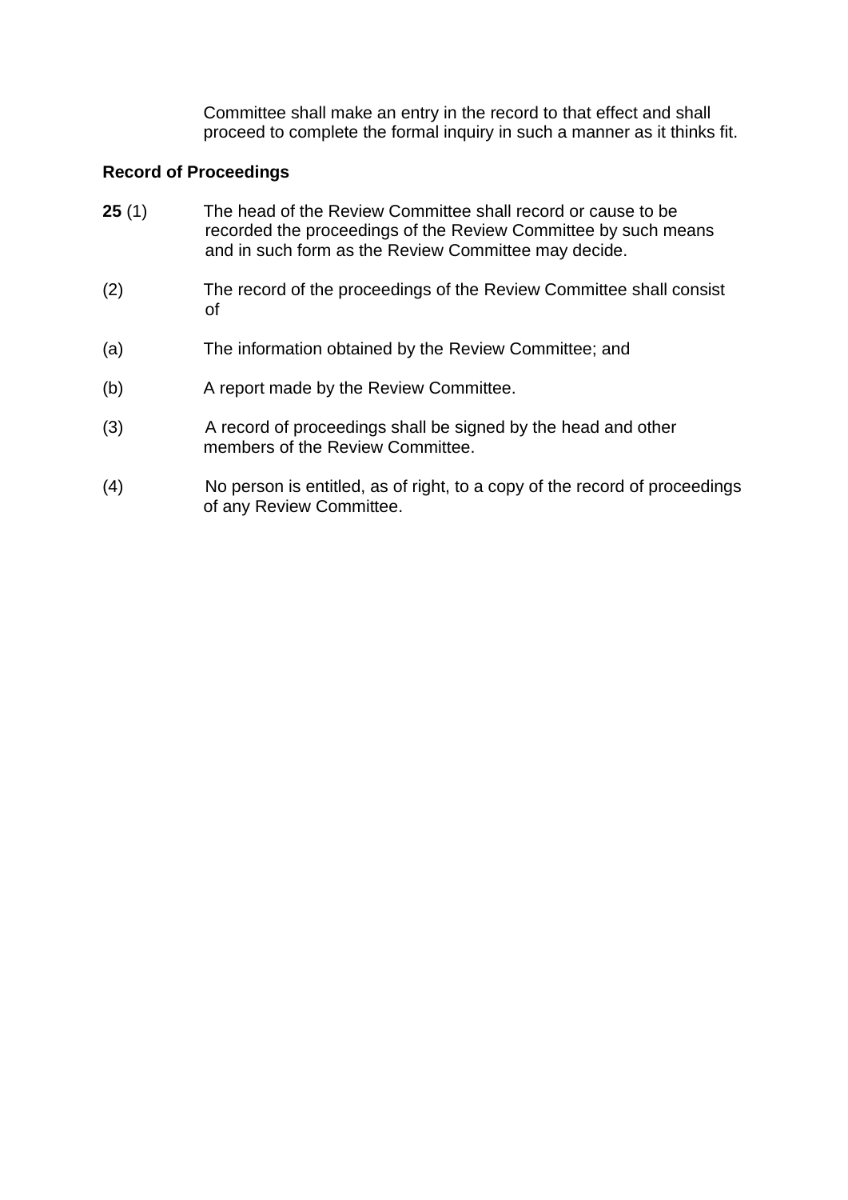Committee shall make an entry in the record to that effect and shall proceed to complete the formal inquiry in such a manner as it thinks fit.

**Record of Proceedings**

**25** (1) The head of the Review Committee shall record or cause to be recorded the proceedings of the Review Committee by such means and in such form as the Review Committee may decide.

(2) The record of the proceedings of the Review Committee shall consist of

(a) The information obtained by the Review Committee; and

(b) A report made by the Review Committee.

(3) A record of proceedings shall be signed by the head and other members of the Review Committee.

(4) No person is entitled, as of right, to a copy of the record of proceedings of any Review Committee.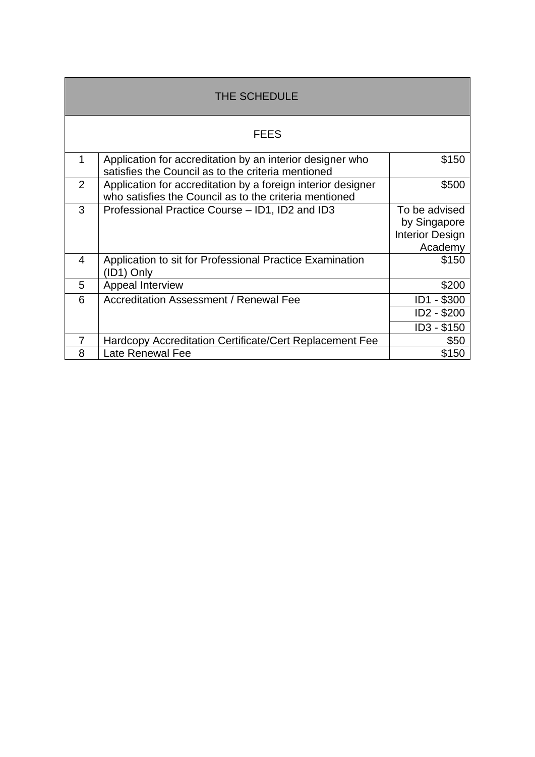| THE SCHEDULE | | |
|---|---|---|
| FEES | | |
| 1 | Application for accreditation by an interior designer who satisfies the Council as to the criteria mentioned | $150 |
| 2 | Application for accreditation by a foreign interior designer who satisfies the Council as to the criteria mentioned | $500 |
| 3 | Professional Practice Course – ID1, ID2 and ID3 | To be advised by Singapore Interior Design Academy |
| 4 | Application to sit for Professional Practice Examination (ID1) Only | $150 |
| 5 | Appeal Interview | $200 |
| 6 | Accreditation Assessment / Renewal Fee | ID1 - $300 |
| | | ID2 - $200 |
| | | ID3 - $150 |
| 7 | Hardcopy Accreditation Certificate/Cert Replacement Fee | $50 |
| 8 | Late Renewal Fee | $150 |